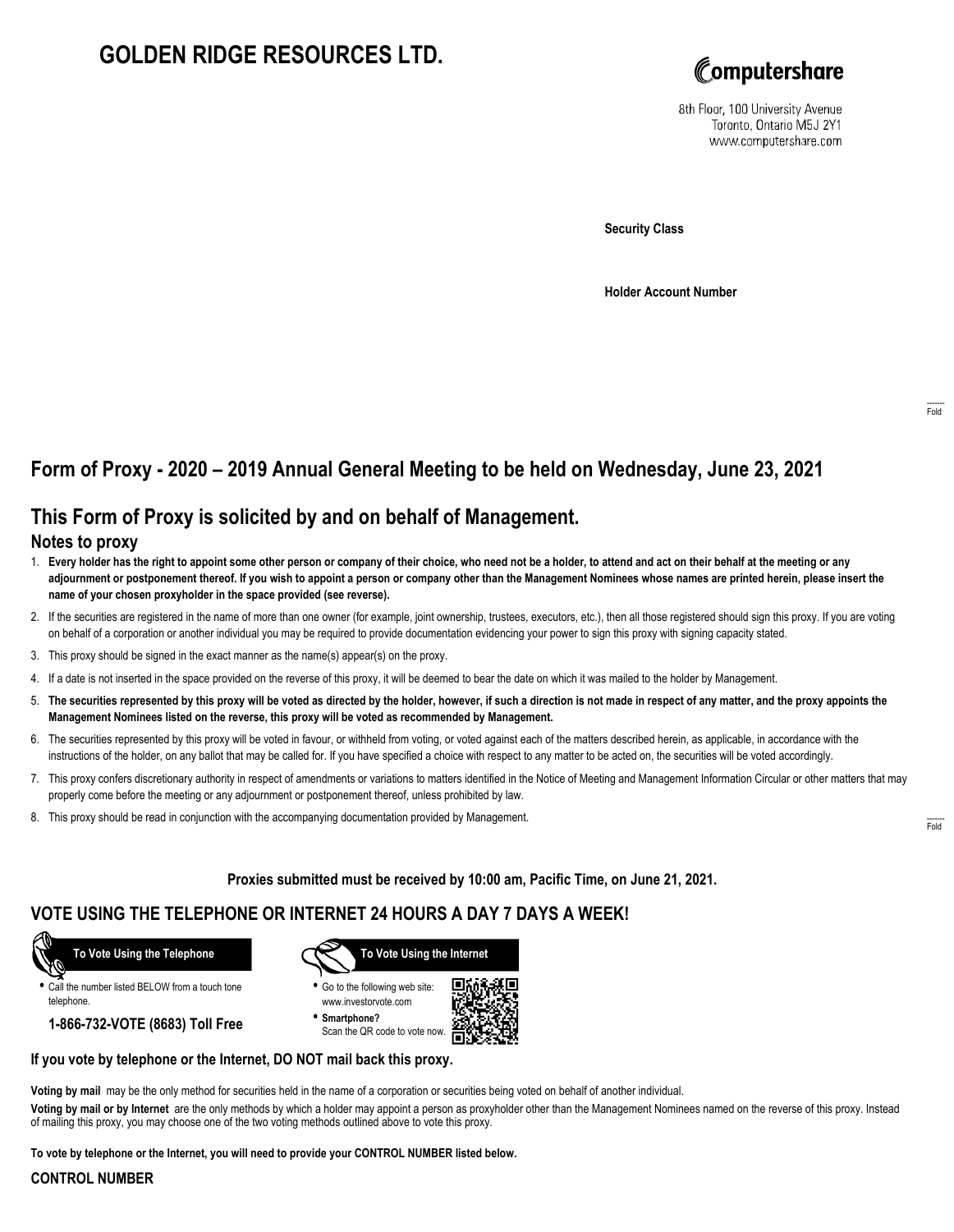# GOLDEN RIDGE RESOURCES LTD.

Computershare

8th Floor, 100 University Avenue
Toronto, Ontario M5J 2Y1
www.computershare.com

**Security Class**

**Holder Account Number**

Fold

## Form of Proxy - 2020 – 2019 Annual General Meeting to be held on Wednesday, June 23, 2021

## This Form of Proxy is solicited by and on behalf of Management.

### Notes to proxy

1. **Every holder has the right to appoint some other person or company of their choice, who need not be a holder, to attend and act on their behalf at the meeting or any adjournment or postponement thereof. If you wish to appoint a person or company other than the Management Nominees whose names are printed herein, please insert the name of your chosen proxyholder in the space provided (see reverse).**
2. If the securities are registered in the name of more than one owner (for example, joint ownership, trustees, executors, etc.), then all those registered should sign this proxy. If you are voting on behalf of a corporation or another individual you may be required to provide documentation evidencing your power to sign this proxy with signing capacity stated.
3. This proxy should be signed in the exact manner as the name(s) appear(s) on the proxy.
4. If a date is not inserted in the space provided on the reverse of this proxy, it will be deemed to bear the date on which it was mailed to the holder by Management.
5. **The securities represented by this proxy will be voted as directed by the holder, however, if such a direction is not made in respect of any matter, and the proxy appoints the Management Nominees listed on the reverse, this proxy will be voted as recommended by Management.**
6. The securities represented by this proxy will be voted in favour, or withheld from voting, or voted against each of the matters described herein, as applicable, in accordance with the instructions of the holder, on any ballot that may be called for. If you have specified a choice with respect to any matter to be acted on, the securities will be voted accordingly.
7. This proxy confers discretionary authority in respect of amendments or variations to matters identified in the Notice of Meeting and Management Information Circular or other matters that may properly come before the meeting or any adjournment or postponement thereof, unless prohibited by law.
8. This proxy should be read in conjunction with the accompanying documentation provided by Management.

Fold

**Proxies submitted must be received by 10:00 am, Pacific Time, on June 21, 2021.**

## VOTE USING THE TELEPHONE OR INTERNET 24 HOURS A DAY 7 DAYS A WEEK!

**To Vote Using the Telephone**

- Call the number listed BELOW from a touch tone telephone.

**1-866-732-VOTE (8683) Toll Free**

**To Vote Using the Internet**

- Go to the following web site: www.investorvote.com
- **Smartphone?** Scan the QR code to vote now.

**If you vote by telephone or the Internet, DO NOT mail back this proxy.**

**Voting by mail** may be the only method for securities held in the name of a corporation or securities being voted on behalf of another individual.

**Voting by mail or by Internet** are the only methods by which a holder may appoint a person as proxyholder other than the Management Nominees named on the reverse of this proxy. Instead of mailing this proxy, you may choose one of the two voting methods outlined above to vote this proxy.

**To vote by telephone or the Internet, you will need to provide your CONTROL NUMBER listed below.**

**CONTROL NUMBER**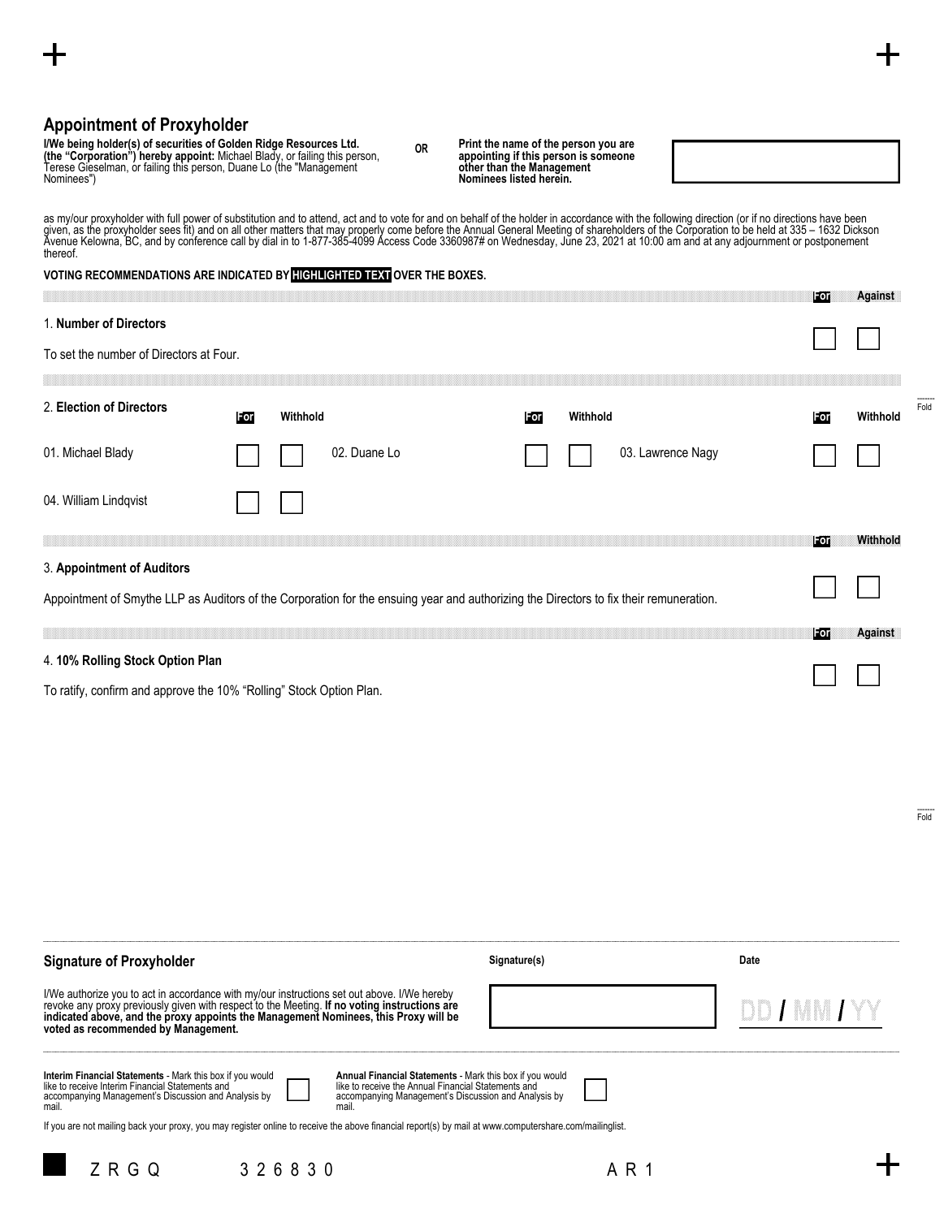## Appointment of Proxyholder

**I/We being holder(s) of securities of Golden Ridge Resources Ltd. (the "Corporation") hereby appoint:** Michael Blady, or failing this person, Terese Gieselman, or failing this person, Duane Lo (the "Management Nominees")

**OR**

**Print the name of the person you are appointing if this person is someone other than the Management Nominees listed herein.**

as my/our proxyholder with full power of substitution and to attend, act and to vote for and on behalf of the holder in accordance with the following direction (or if no directions have been given, as the proxyholder sees fit) and on all other matters that may properly come before the Annual General Meeting of shareholders of the Corporation to be held at 335 – 1632 Dickson Avenue Kelowna, BC, and by conference call by dial in to 1-877-385-4099 Access Code 3360987# on Wednesday, June 23, 2021 at 10:00 am and at any adjournment or postponement thereof.

**VOTING RECOMMENDATIONS ARE INDICATED BY HIGHLIGHTED TEXT OVER THE BOXES.**

| | For | Against |
|---|---|---|
| 1. **Number of Directors**<br>To set the number of Directors at Four. | ☐ | ☐ |

2. **Election of Directors**

| | For | Withhold | | For | Withhold | | For | Withhold |
|---|---|---|---|---|---|---|---|---|
| 01. Michael Blady | ☐ | ☐ | 02. Duane Lo | ☐ | ☐ | 03. Lawrence Nagy | ☐ | ☐ |
| 04. William Lindqvist | ☐ | ☐ | | | | | | |

| | For | Withhold |
|---|---|---|
| 3. **Appointment of Auditors**<br>Appointment of Smythe LLP as Auditors of the Corporation for the ensuing year and authorizing the Directors to fix their remuneration. | ☐ | ☐ |

| | For | Against |
|---|---|---|
| 4. **10% Rolling Stock Option Plan**<br>To ratify, confirm and approve the 10% "Rolling" Stock Option Plan. | ☐ | ☐ |

## Signature of Proxyholder

I/We authorize you to act in accordance with my/our instructions set out above. I/We hereby revoke any proxy previously given with respect to the Meeting. **If no voting instructions are indicated above, and the proxy appoints the Management Nominees, this Proxy will be voted as recommended by Management.**

Signature(s)

Date

DD / MM / YY

**Interim Financial Statements** - Mark this box if you would like to receive Interim Financial Statements and accompanying Management's Discussion and Analysis by mail. ☐

**Annual Financial Statements** - Mark this box if you would like to receive the Annual Financial Statements and accompanying Management's Discussion and Analysis by mail. ☐

If you are not mailing back your proxy, you may register online to receive the above financial report(s) by mail at www.computershare.com/mailinglist.

Z R G Q 3 2 6 8 3 0 A R 1